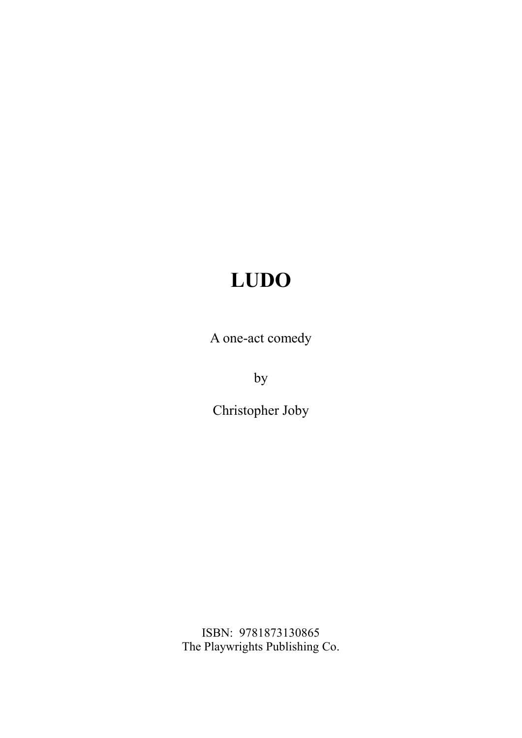# LUDO

A one-act comedy

by

Christopher Joby

ISBN: 9781873130865
The Playwrights Publishing Co.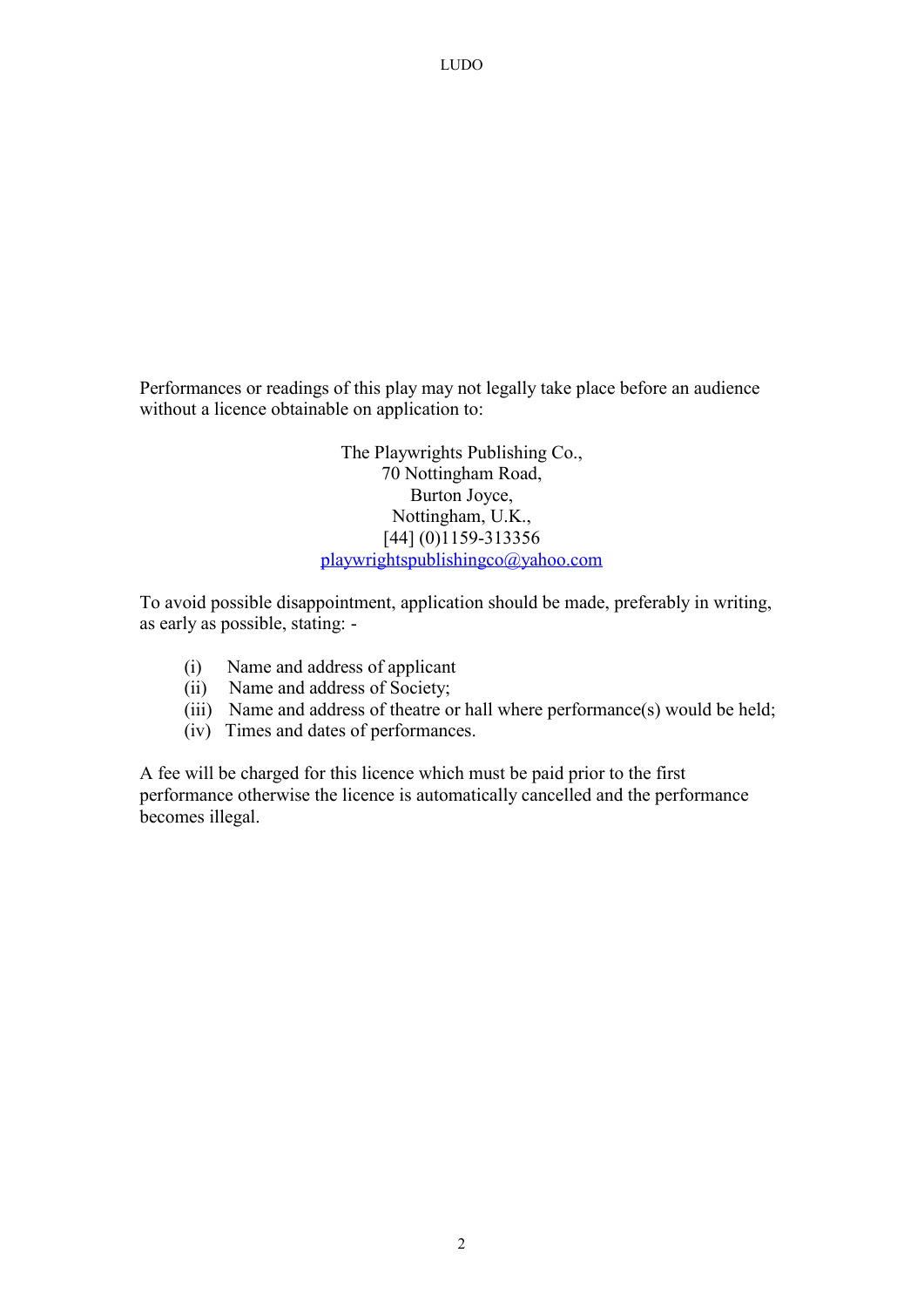Performances or readings of this play may not legally take place before an audience without a licence obtainable on application to:

The Playwrights Publishing Co.,
70 Nottingham Road,
Burton Joyce,
Nottingham, U.K.,
[44] (0)1159-313356
playwrightspublishingco@yahoo.com

To avoid possible disappointment, application should be made, preferably in writing, as early as possible, stating: -

(i) Name and address of applicant
(ii) Name and address of Society;
(iii) Name and address of theatre or hall where performance(s) would be held;
(iv) Times and dates of performances.

A fee will be charged for this licence which must be paid prior to the first performance otherwise the licence is automatically cancelled and the performance becomes illegal.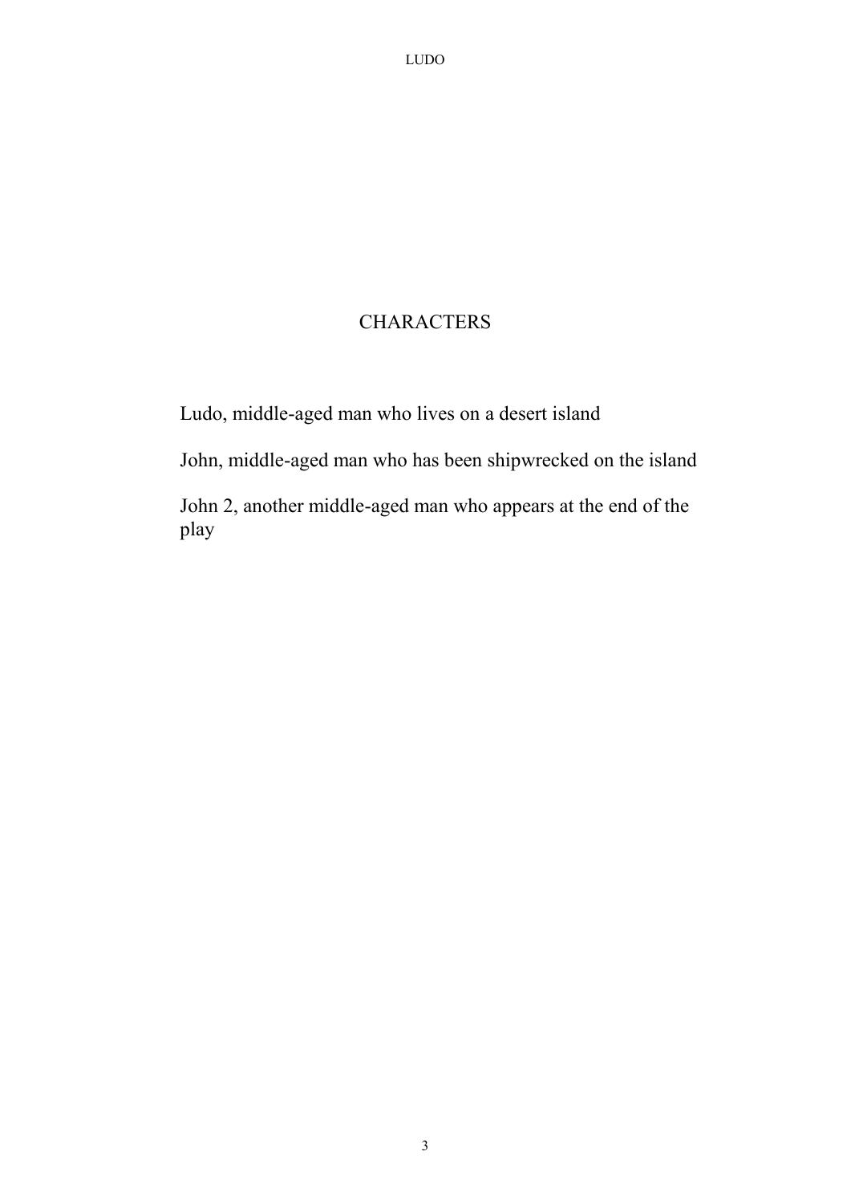# CHARACTERS

Ludo, middle-aged man who lives on a desert island

John, middle-aged man who has been shipwrecked on the island

John 2, another middle-aged man who appears at the end of the play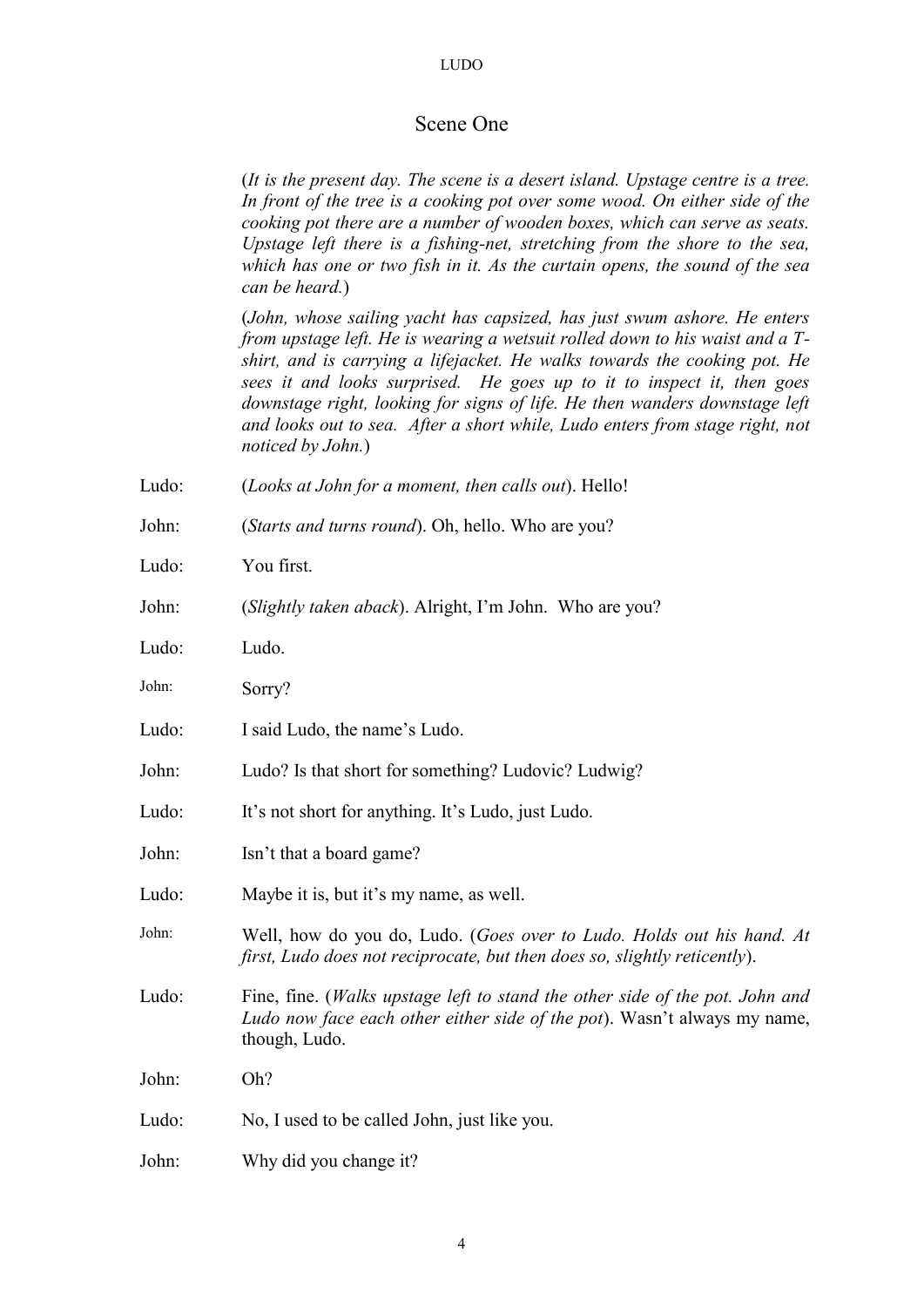## Scene One

(*It is the present day. The scene is a desert island. Upstage centre is a tree. In front of the tree is a cooking pot over some wood. On either side of the cooking pot there are a number of wooden boxes, which can serve as seats. Upstage left there is a fishing-net, stretching from the shore to the sea, which has one or two fish in it. As the curtain opens, the sound of the sea can be heard.*)

(*John, whose sailing yacht has capsized, has just swum ashore. He enters from upstage left. He is wearing a wetsuit rolled down to his waist and a T-shirt, and is carrying a lifejacket. He walks towards the cooking pot. He sees it and looks surprised. He goes up to it to inspect it, then goes downstage right, looking for signs of life. He then wanders downstage left and looks out to sea. After a short while, Ludo enters from stage right, not noticed by John.*)

Ludo: (*Looks at John for a moment, then calls out*). Hello!

John: (*Starts and turns round*). Oh, hello. Who are you?

Ludo: You first.

John: (*Slightly taken aback*). Alright, I'm John. Who are you?

Ludo: Ludo.

John: Sorry?

Ludo: I said Ludo, the name's Ludo.

John: Ludo? Is that short for something? Ludovic? Ludwig?

Ludo: It's not short for anything. It's Ludo, just Ludo.

John: Isn't that a board game?

Ludo: Maybe it is, but it's my name, as well.

John: Well, how do you do, Ludo. (*Goes over to Ludo. Holds out his hand. At first, Ludo does not reciprocate, but then does so, slightly reticently*).

Ludo: Fine, fine. (*Walks upstage left to stand the other side of the pot. John and Ludo now face each other either side of the pot*). Wasn't always my name, though, Ludo.

John: Oh?

Ludo: No, I used to be called John, just like you.

John: Why did you change it?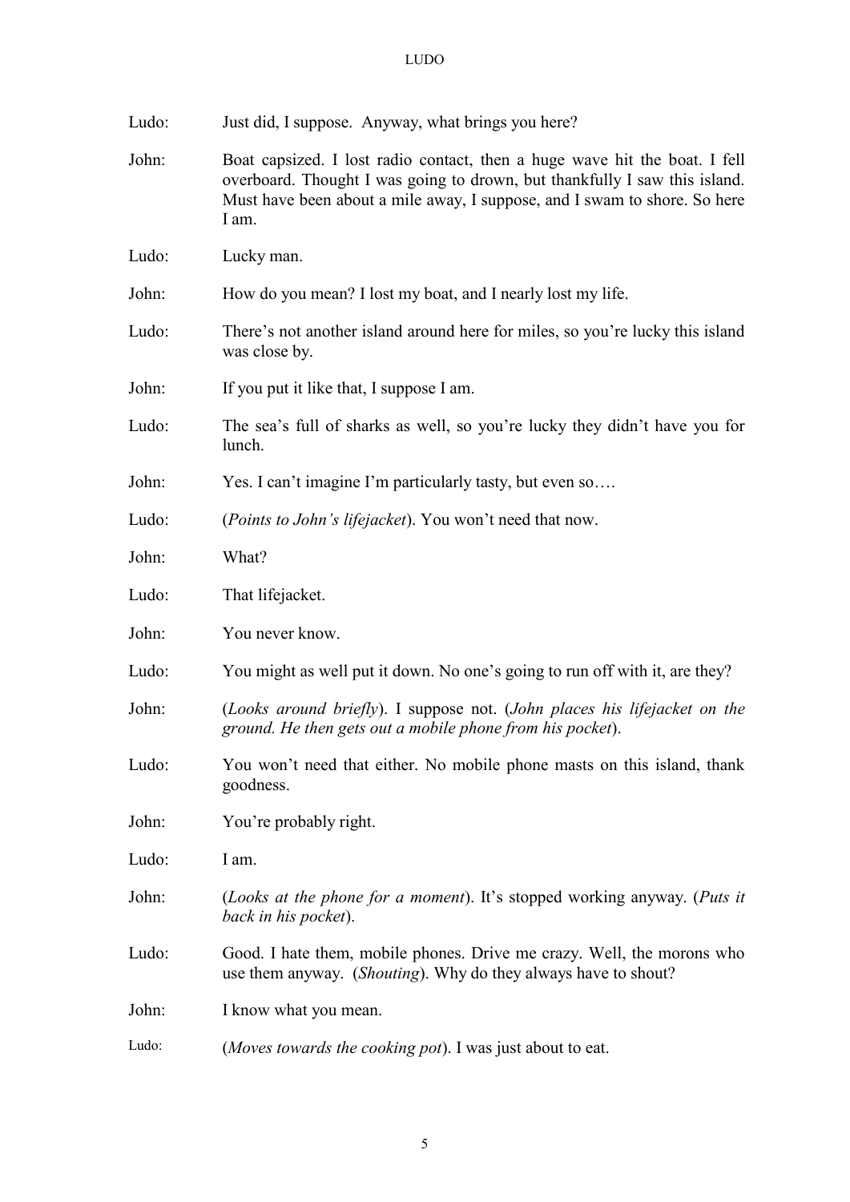Ludo: Just did, I suppose. Anyway, what brings you here?

John: Boat capsized. I lost radio contact, then a huge wave hit the boat. I fell overboard. Thought I was going to drown, but thankfully I saw this island. Must have been about a mile away, I suppose, and I swam to shore. So here I am.

Ludo: Lucky man.

John: How do you mean? I lost my boat, and I nearly lost my life.

Ludo: There's not another island around here for miles, so you're lucky this island was close by.

John: If you put it like that, I suppose I am.

Ludo: The sea's full of sharks as well, so you're lucky they didn't have you for lunch.

John: Yes. I can't imagine I'm particularly tasty, but even so….

Ludo: (*Points to John's lifejacket*). You won't need that now.

John: What?

Ludo: That lifejacket.

John: You never know.

Ludo: You might as well put it down. No one's going to run off with it, are they?

John: (*Looks around briefly*). I suppose not. (*John places his lifejacket on the ground. He then gets out a mobile phone from his pocket*).

Ludo: You won't need that either. No mobile phone masts on this island, thank goodness.

John: You're probably right.

Ludo: I am.

John: (*Looks at the phone for a moment*). It's stopped working anyway. (*Puts it back in his pocket*).

Ludo: Good. I hate them, mobile phones. Drive me crazy. Well, the morons who use them anyway. (*Shouting*). Why do they always have to shout?

John: I know what you mean.

Ludo: (*Moves towards the cooking pot*). I was just about to eat.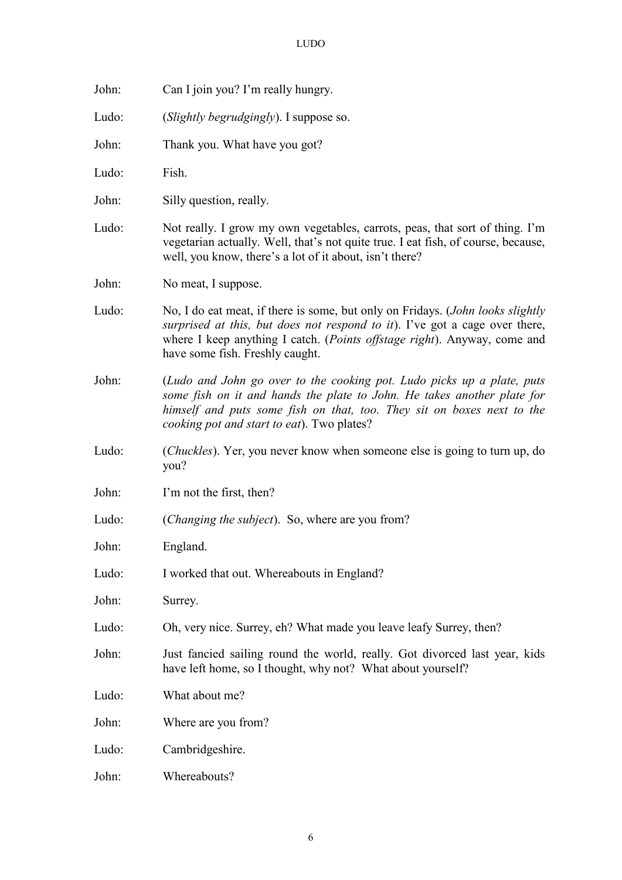John: Can I join you? I'm really hungry.

Ludo: (*Slightly begrudgingly*). I suppose so.

John: Thank you. What have you got?

Ludo: Fish.

John: Silly question, really.

Ludo: Not really. I grow my own vegetables, carrots, peas, that sort of thing. I'm vegetarian actually. Well, that's not quite true. I eat fish, of course, because, well, you know, there's a lot of it about, isn't there?

John: No meat, I suppose.

Ludo: No, I do eat meat, if there is some, but only on Fridays. (*John looks slightly surprised at this, but does not respond to it*). I've got a cage over there, where I keep anything I catch. (*Points offstage right*). Anyway, come and have some fish. Freshly caught.

John: (*Ludo and John go over to the cooking pot. Ludo picks up a plate, puts some fish on it and hands the plate to John. He takes another plate for himself and puts some fish on that, too. They sit on boxes next to the cooking pot and start to eat*). Two plates?

Ludo: (*Chuckles*). Yer, you never know when someone else is going to turn up, do you?

John: I'm not the first, then?

Ludo: (*Changing the subject*). So, where are you from?

John: England.

Ludo: I worked that out. Whereabouts in England?

John: Surrey.

Ludo: Oh, very nice. Surrey, eh? What made you leave leafy Surrey, then?

John: Just fancied sailing round the world, really. Got divorced last year, kids have left home, so I thought, why not? What about yourself?

Ludo: What about me?

John: Where are you from?

Ludo: Cambridgeshire.

John: Whereabouts?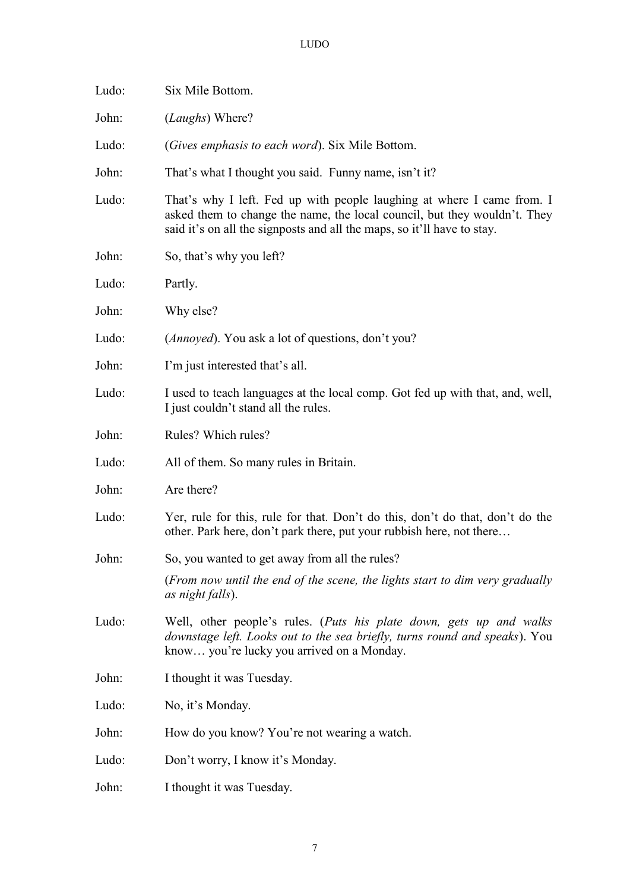Ludo: Six Mile Bottom.

John: (*Laughs*) Where?

Ludo: (*Gives emphasis to each word*). Six Mile Bottom.

John: That's what I thought you said. Funny name, isn't it?

Ludo: That's why I left. Fed up with people laughing at where I came from. I asked them to change the name, the local council, but they wouldn't. They said it's on all the signposts and all the maps, so it'll have to stay.

John: So, that's why you left?

Ludo: Partly.

John: Why else?

Ludo: (*Annoyed*). You ask a lot of questions, don't you?

John: I'm just interested that's all.

Ludo: I used to teach languages at the local comp. Got fed up with that, and, well, I just couldn't stand all the rules.

John: Rules? Which rules?

Ludo: All of them. So many rules in Britain.

John: Are there?

Ludo: Yer, rule for this, rule for that. Don't do this, don't do that, don't do the other. Park here, don't park there, put your rubbish here, not there…

John: So, you wanted to get away from all the rules?

(*From now until the end of the scene, the lights start to dim very gradually as night falls*).

Ludo: Well, other people's rules. (*Puts his plate down, gets up and walks downstage left. Looks out to the sea briefly, turns round and speaks*). You know… you're lucky you arrived on a Monday.

John: I thought it was Tuesday.

Ludo: No, it's Monday.

John: How do you know? You're not wearing a watch.

Ludo: Don't worry, I know it's Monday.

John: I thought it was Tuesday.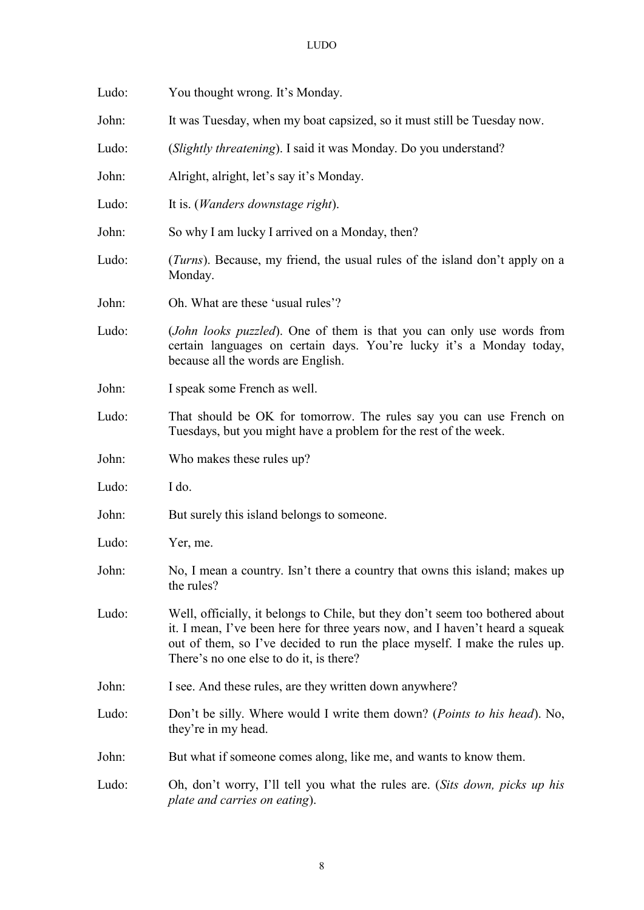Ludo: You thought wrong. It's Monday.

John: It was Tuesday, when my boat capsized, so it must still be Tuesday now.

Ludo: (*Slightly threatening*). I said it was Monday. Do you understand?

John: Alright, alright, let's say it's Monday.

Ludo: It is. (*Wanders downstage right*).

John: So why I am lucky I arrived on a Monday, then?

Ludo: (*Turns*). Because, my friend, the usual rules of the island don't apply on a Monday.

John: Oh. What are these 'usual rules'?

Ludo: (*John looks puzzled*). One of them is that you can only use words from certain languages on certain days. You're lucky it's a Monday today, because all the words are English.

John: I speak some French as well.

Ludo: That should be OK for tomorrow. The rules say you can use French on Tuesdays, but you might have a problem for the rest of the week.

John: Who makes these rules up?

Ludo: I do.

John: But surely this island belongs to someone.

Ludo: Yer, me.

John: No, I mean a country. Isn't there a country that owns this island; makes up the rules?

Ludo: Well, officially, it belongs to Chile, but they don't seem too bothered about it. I mean, I've been here for three years now, and I haven't heard a squeak out of them, so I've decided to run the place myself. I make the rules up. There's no one else to do it, is there?

John: I see. And these rules, are they written down anywhere?

Ludo: Don't be silly. Where would I write them down? (*Points to his head*). No, they're in my head.

John: But what if someone comes along, like me, and wants to know them.

Ludo: Oh, don't worry, I'll tell you what the rules are. (*Sits down, picks up his plate and carries on eating*).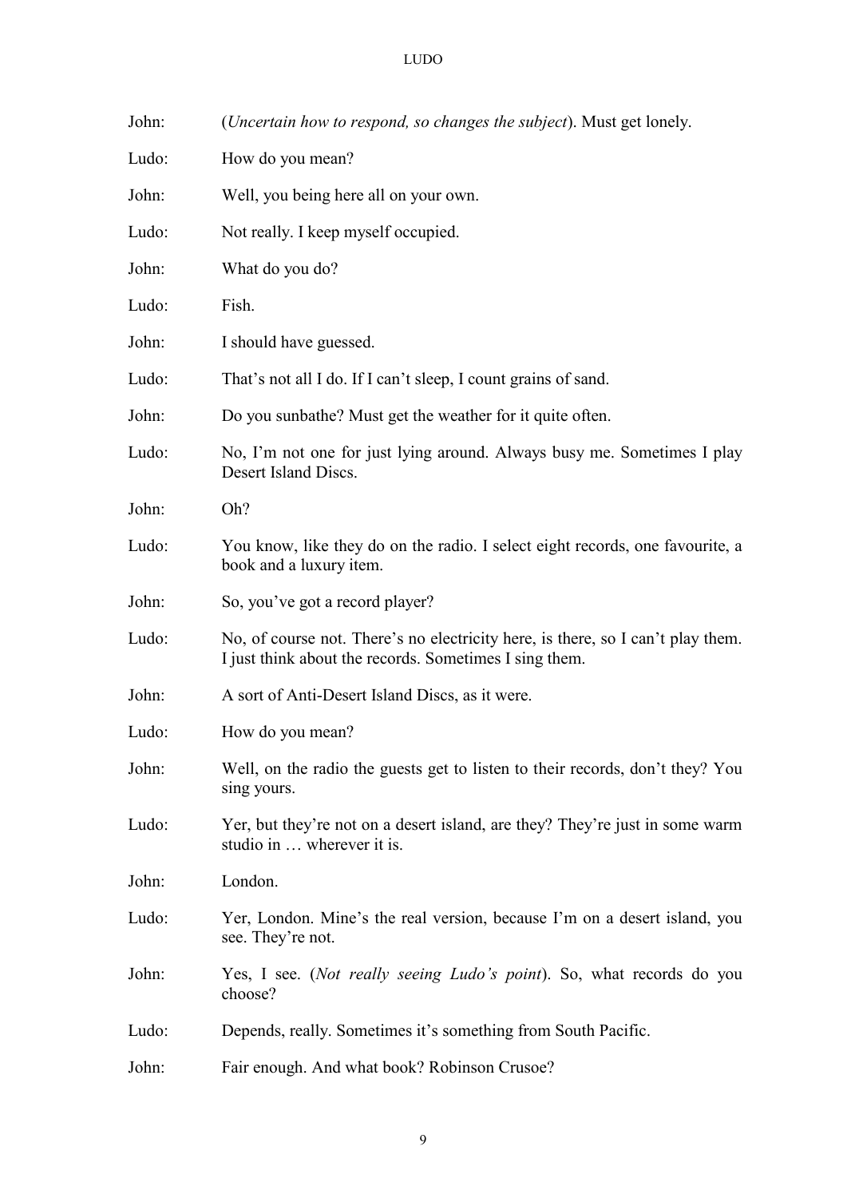John: (*Uncertain how to respond, so changes the subject*). Must get lonely.

Ludo: How do you mean?

John: Well, you being here all on your own.

Ludo: Not really. I keep myself occupied.

John: What do you do?

Ludo: Fish.

John: I should have guessed.

Ludo: That's not all I do. If I can't sleep, I count grains of sand.

John: Do you sunbathe? Must get the weather for it quite often.

Ludo: No, I'm not one for just lying around. Always busy me. Sometimes I play Desert Island Discs.

John: Oh?

Ludo: You know, like they do on the radio. I select eight records, one favourite, a book and a luxury item.

John: So, you've got a record player?

Ludo: No, of course not. There's no electricity here, is there, so I can't play them. I just think about the records. Sometimes I sing them.

John: A sort of Anti-Desert Island Discs, as it were.

Ludo: How do you mean?

John: Well, on the radio the guests get to listen to their records, don't they? You sing yours.

Ludo: Yer, but they're not on a desert island, are they? They're just in some warm studio in … wherever it is.

John: London.

Ludo: Yer, London. Mine's the real version, because I'm on a desert island, you see. They're not.

John: Yes, I see. (*Not really seeing Ludo's point*). So, what records do you choose?

Ludo: Depends, really. Sometimes it's something from South Pacific.

John: Fair enough. And what book? Robinson Crusoe?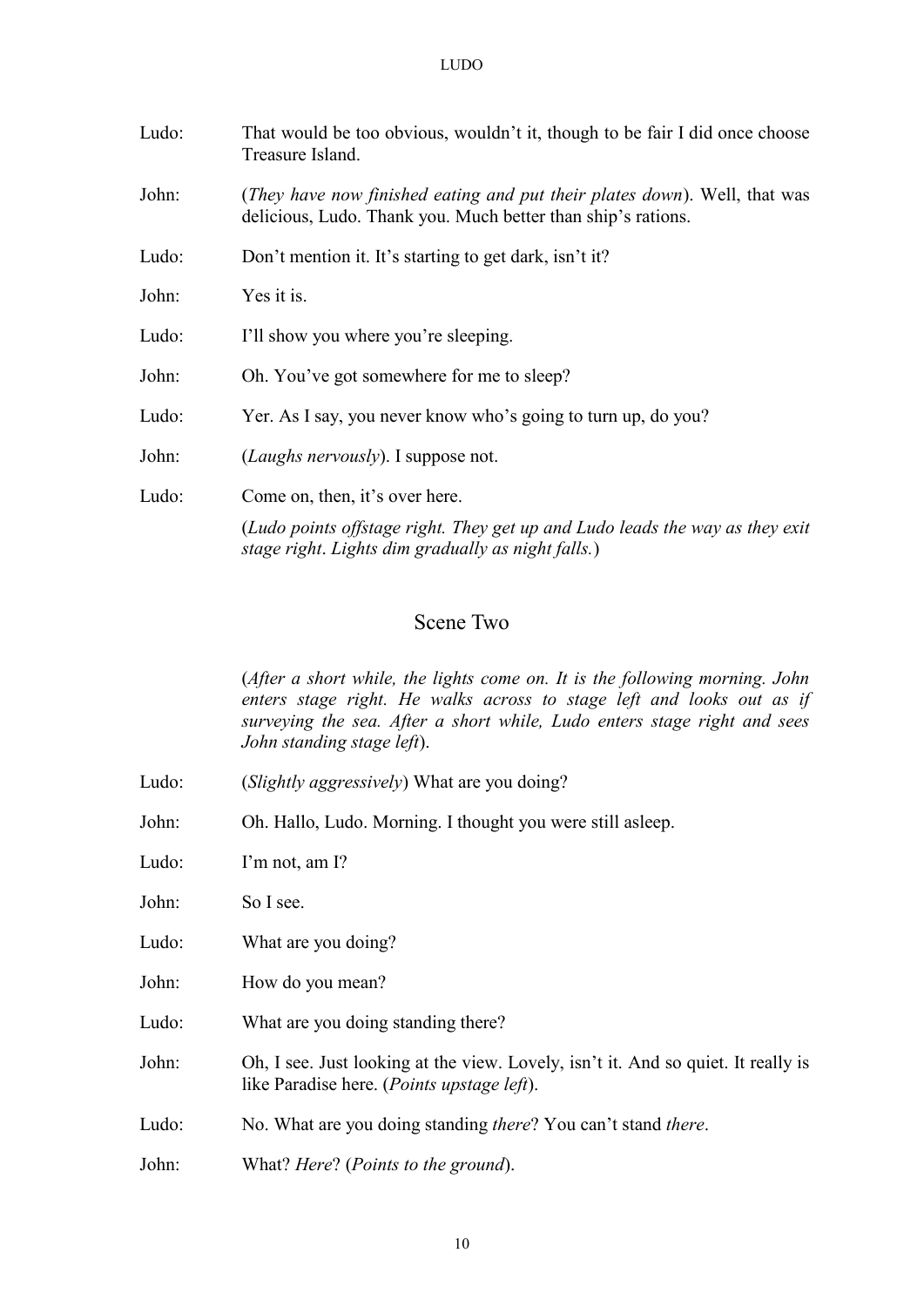Ludo: That would be too obvious, wouldn't it, though to be fair I did once choose Treasure Island.

John: (*They have now finished eating and put their plates down*). Well, that was delicious, Ludo. Thank you. Much better than ship's rations.

Ludo: Don't mention it. It's starting to get dark, isn't it?

John: Yes it is.

Ludo: I'll show you where you're sleeping.

John: Oh. You've got somewhere for me to sleep?

Ludo: Yer. As I say, you never know who's going to turn up, do you?

John: (*Laughs nervously*). I suppose not.

Ludo: Come on, then, it's over here.

(*Ludo points offstage right. They get up and Ludo leads the way as they exit stage right. Lights dim gradually as night falls.*)

## Scene Two

(*After a short while, the lights come on. It is the following morning. John enters stage right. He walks across to stage left and looks out as if surveying the sea. After a short while, Ludo enters stage right and sees John standing stage left*).

Ludo: (*Slightly aggressively*) What are you doing?

John: Oh. Hallo, Ludo. Morning. I thought you were still asleep.

Ludo: I'm not, am I?

John: So I see.

Ludo: What are you doing?

John: How do you mean?

Ludo: What are you doing standing there?

John: Oh, I see. Just looking at the view. Lovely, isn't it. And so quiet. It really is like Paradise here. (*Points upstage left*).

Ludo: No. What are you doing standing *there*? You can't stand *there*.

John: What? *Here*? (*Points to the ground*).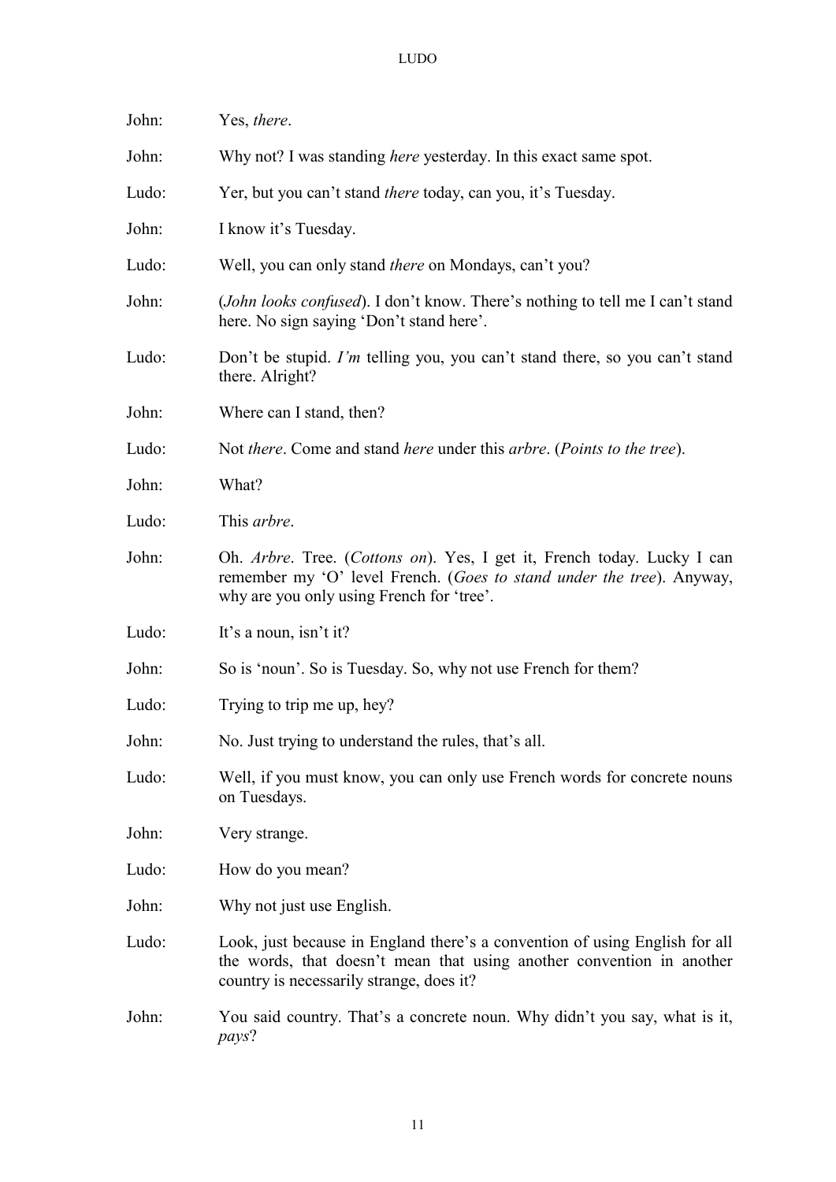John: Yes, *there*.

John: Why not? I was standing *here* yesterday. In this exact same spot.

Ludo: Yer, but you can't stand *there* today, can you, it's Tuesday.

John: I know it's Tuesday.

Ludo: Well, you can only stand *there* on Mondays, can't you?

John: (*John looks confused*). I don't know. There's nothing to tell me I can't stand here. No sign saying 'Don't stand here'.

Ludo: Don't be stupid. *I'm* telling you, you can't stand there, so you can't stand there. Alright?

John: Where can I stand, then?

Ludo: Not *there*. Come and stand *here* under this *arbre*. (*Points to the tree*).

John: What?

Ludo: This *arbre*.

John: Oh. *Arbre*. Tree. (*Cottons on*). Yes, I get it, French today. Lucky I can remember my 'O' level French. (*Goes to stand under the tree*). Anyway, why are you only using French for 'tree'.

Ludo: It's a noun, isn't it?

John: So is 'noun'. So is Tuesday. So, why not use French for them?

Ludo: Trying to trip me up, hey?

John: No. Just trying to understand the rules, that's all.

Ludo: Well, if you must know, you can only use French words for concrete nouns on Tuesdays.

John: Very strange.

Ludo: How do you mean?

John: Why not just use English.

Ludo: Look, just because in England there's a convention of using English for all the words, that doesn't mean that using another convention in another country is necessarily strange, does it?

John: You said country. That's a concrete noun. Why didn't you say, what is it, *pays*?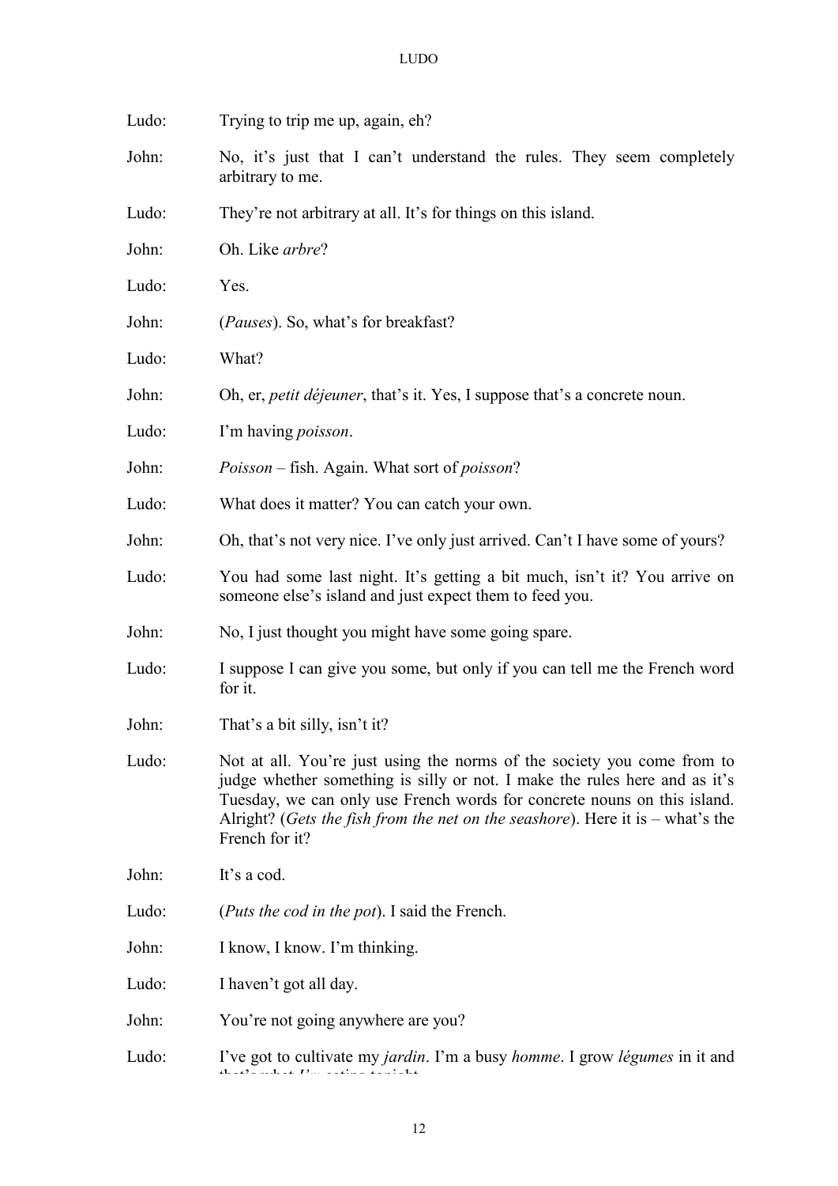Ludo: Trying to trip me up, again, eh?

John: No, it's just that I can't understand the rules. They seem completely arbitrary to me.

Ludo: They're not arbitrary at all. It's for things on this island.

John: Oh. Like *arbre*?

Ludo: Yes.

John: (*Pauses*). So, what's for breakfast?

Ludo: What?

John: Oh, er, *petit déjeuner*, that's it. Yes, I suppose that's a concrete noun.

Ludo: I'm having *poisson*.

John: *Poisson* – fish. Again. What sort of *poisson*?

Ludo: What does it matter? You can catch your own.

John: Oh, that's not very nice. I've only just arrived. Can't I have some of yours?

Ludo: You had some last night. It's getting a bit much, isn't it? You arrive on someone else's island and just expect them to feed you.

John: No, I just thought you might have some going spare.

Ludo: I suppose I can give you some, but only if you can tell me the French word for it.

John: That's a bit silly, isn't it?

Ludo: Not at all. You're just using the norms of the society you come from to judge whether something is silly or not. I make the rules here and as it's Tuesday, we can only use French words for concrete nouns on this island. Alright? (*Gets the fish from the net on the seashore*). Here it is – what's the French for it?

John: It's a cod.

Ludo: (*Puts the cod in the pot*). I said the French.

John: I know, I know. I'm thinking.

Ludo: I haven't got all day.

John: You're not going anywhere are you?

Ludo: I've got to cultivate my *jardin*. I'm a busy *homme*. I grow *légumes* in it and that's what I'm eating tonight.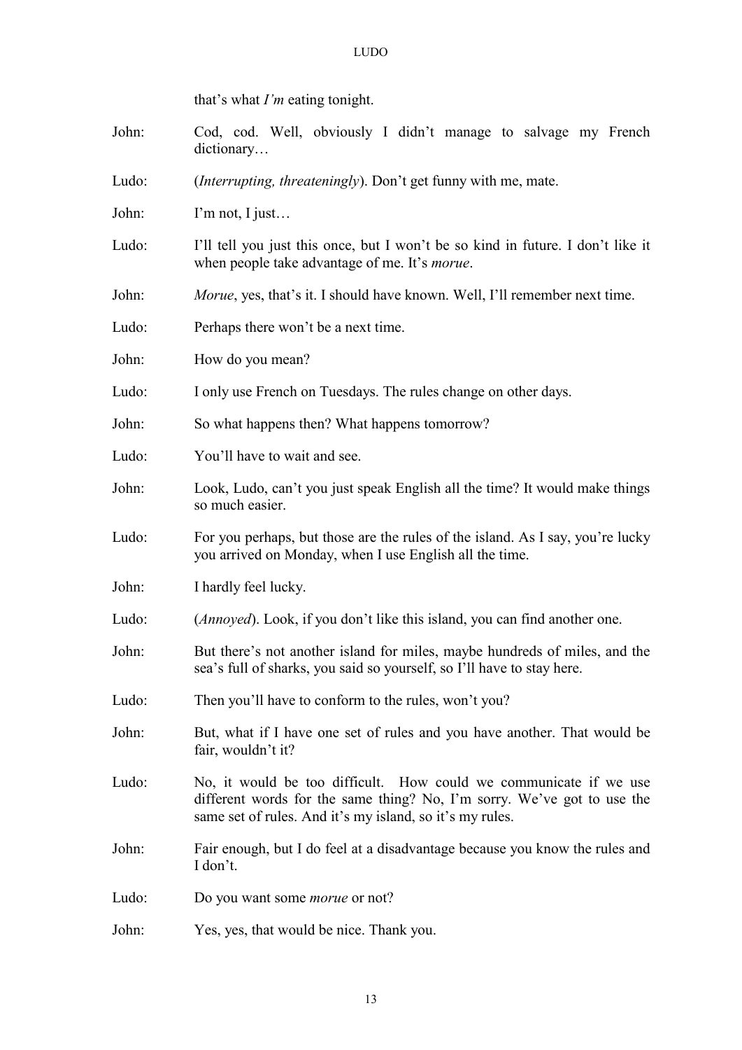that's what *I'm* eating tonight.

John: Cod, cod. Well, obviously I didn't manage to salvage my French dictionary…

Ludo: (*Interrupting, threateningly*). Don't get funny with me, mate.

John: I'm not, I just…

Ludo: I'll tell you just this once, but I won't be so kind in future. I don't like it when people take advantage of me. It's *morue*.

John: *Morue*, yes, that's it. I should have known. Well, I'll remember next time.

Ludo: Perhaps there won't be a next time.

John: How do you mean?

Ludo: I only use French on Tuesdays. The rules change on other days.

John: So what happens then? What happens tomorrow?

Ludo: You'll have to wait and see.

John: Look, Ludo, can't you just speak English all the time? It would make things so much easier.

Ludo: For you perhaps, but those are the rules of the island. As I say, you're lucky you arrived on Monday, when I use English all the time.

John: I hardly feel lucky.

Ludo: (*Annoyed*). Look, if you don't like this island, you can find another one.

John: But there's not another island for miles, maybe hundreds of miles, and the sea's full of sharks, you said so yourself, so I'll have to stay here.

Ludo: Then you'll have to conform to the rules, won't you?

John: But, what if I have one set of rules and you have another. That would be fair, wouldn't it?

Ludo: No, it would be too difficult. How could we communicate if we use different words for the same thing? No, I'm sorry. We've got to use the same set of rules. And it's my island, so it's my rules.

John: Fair enough, but I do feel at a disadvantage because you know the rules and I don't.

Ludo: Do you want some *morue* or not?

John: Yes, yes, that would be nice. Thank you.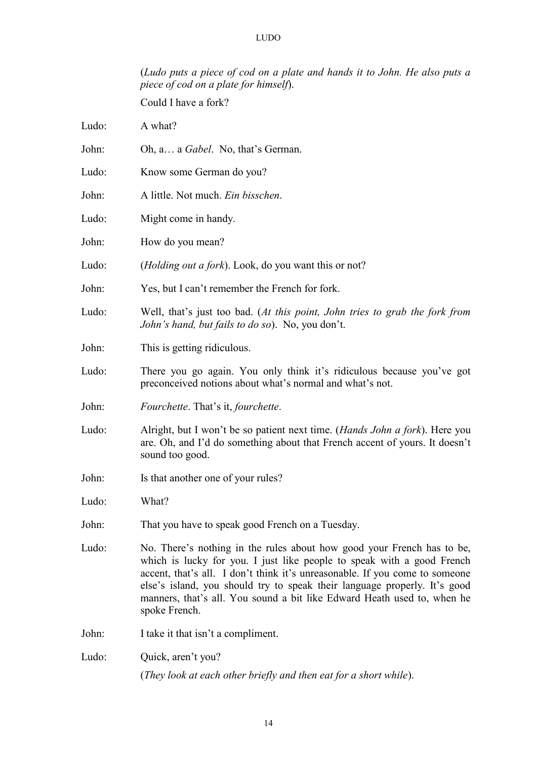(*Ludo puts a piece of cod on a plate and hands it to John. He also puts a piece of cod on a plate for himself*).

Could I have a fork?

Ludo: A what?

John: Oh, a… a *Gabel*. No, that's German.

Ludo: Know some German do you?

John: A little. Not much. *Ein bisschen*.

Ludo: Might come in handy.

John: How do you mean?

Ludo: (*Holding out a fork*). Look, do you want this or not?

John: Yes, but I can't remember the French for fork.

Ludo: Well, that's just too bad. (*At this point, John tries to grab the fork from John's hand, but fails to do so*). No, you don't.

John: This is getting ridiculous.

Ludo: There you go again. You only think it's ridiculous because you've got preconceived notions about what's normal and what's not.

John: *Fourchette*. That's it, *fourchette*.

Ludo: Alright, but I won't be so patient next time. (*Hands John a fork*). Here you are. Oh, and I'd do something about that French accent of yours. It doesn't sound too good.

John: Is that another one of your rules?

Ludo: What?

John: That you have to speak good French on a Tuesday.

Ludo: No. There's nothing in the rules about how good your French has to be, which is lucky for you. I just like people to speak with a good French accent, that's all. I don't think it's unreasonable. If you come to someone else's island, you should try to speak their language properly. It's good manners, that's all. You sound a bit like Edward Heath used to, when he spoke French.

John: I take it that isn't a compliment.

Ludo: Quick, aren't you?

(*They look at each other briefly and then eat for a short while*).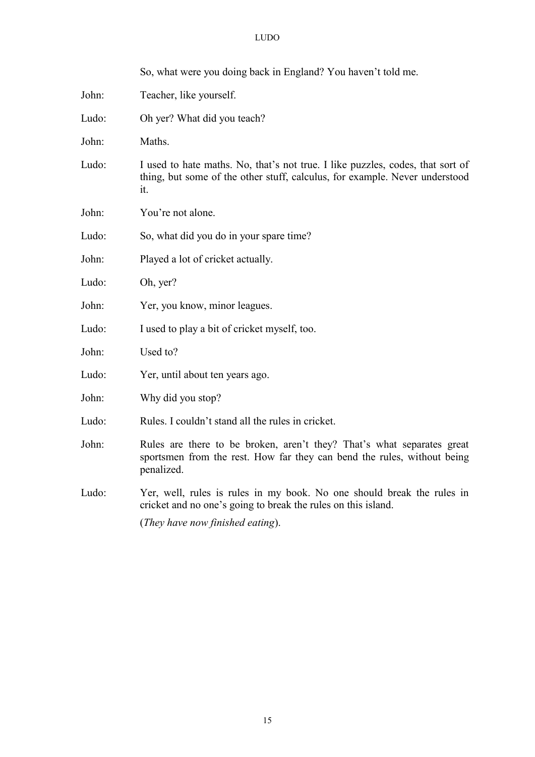So, what were you doing back in England? You haven't told me.

John: Teacher, like yourself.

Ludo: Oh yer? What did you teach?

John: Maths.

Ludo: I used to hate maths. No, that's not true. I like puzzles, codes, that sort of thing, but some of the other stuff, calculus, for example. Never understood it.

John: You're not alone.

Ludo: So, what did you do in your spare time?

John: Played a lot of cricket actually.

Ludo: Oh, yer?

John: Yer, you know, minor leagues.

Ludo: I used to play a bit of cricket myself, too.

John: Used to?

Ludo: Yer, until about ten years ago.

John: Why did you stop?

Ludo: Rules. I couldn't stand all the rules in cricket.

John: Rules are there to be broken, aren't they? That's what separates great sportsmen from the rest. How far they can bend the rules, without being penalized.

Ludo: Yer, well, rules is rules in my book. No one should break the rules in cricket and no one's going to break the rules on this island.

(*They have now finished eating*).